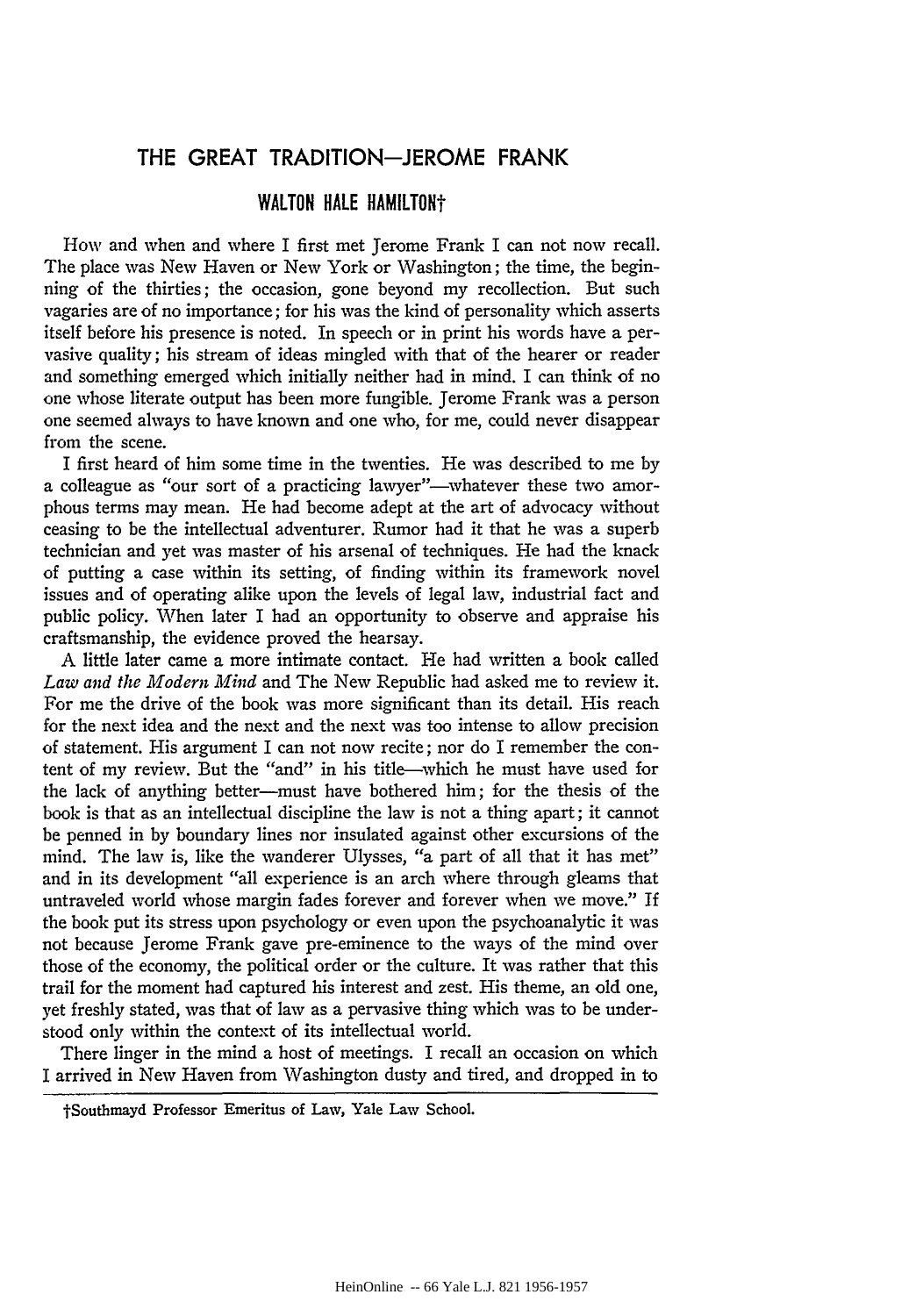# THE GREAT TRADITION—JEROME FRANK

## WALTON HALE HAMILTON†

How and when and where I first met Jerome Frank I can not now recall. The place was New Haven or New York or Washington; the time, the beginning of the thirties; the occasion, gone beyond my recollection. But such vagaries are of no importance; for his was the kind of personality which asserts itself before his presence is noted. In speech or in print his words have a pervasive quality; his stream of ideas mingled with that of the hearer or reader and something emerged which initially neither had in mind. I can think of no one whose literate output has been more fungible. Jerome Frank was a person one seemed always to have known and one who, for me, could never disappear from the scene.

I first heard of him some time in the twenties. He was described to me by a colleague as "our sort of a practicing lawyer"—whatever these two amorphous terms may mean. He had become adept at the art of advocacy without ceasing to be the intellectual adventurer. Rumor had it that he was a superb technician and yet was master of his arsenal of techniques. He had the knack of putting a case within its setting, of finding within its framework novel issues and of operating alike upon the levels of legal law, industrial fact and public policy. When later I had an opportunity to observe and appraise his craftsmanship, the evidence proved the hearsay.

A little later came a more intimate contact. He had written a book called *Law and the Modern Mind* and The New Republic had asked me to review it. For me the drive of the book was more significant than its detail. His reach for the next idea and the next and the next was too intense to allow precision of statement. His argument I can not now recite; nor do I remember the content of my review. But the "and" in his title—which he must have used for the lack of anything better—must have bothered him; for the thesis of the book is that as an intellectual discipline the law is not a thing apart; it cannot be penned in by boundary lines nor insulated against other excursions of the mind. The law is, like the wanderer Ulysses, "a part of all that it has met" and in its development "all experience is an arch where through gleams that untraveled world whose margin fades forever and forever when we move." If the book put its stress upon psychology or even upon the psychoanalytic it was not because Jerome Frank gave pre-eminence to the ways of the mind over those of the economy, the political order or the culture. It was rather that this trail for the moment had captured his interest and zest. His theme, an old one, yet freshly stated, was that of law as a pervasive thing which was to be understood only within the context of its intellectual world.

There linger in the mind a host of meetings. I recall an occasion on which I arrived in New Haven from Washington dusty and tired, and dropped in to

†Southmayd Professor Emeritus of Law, Yale Law School.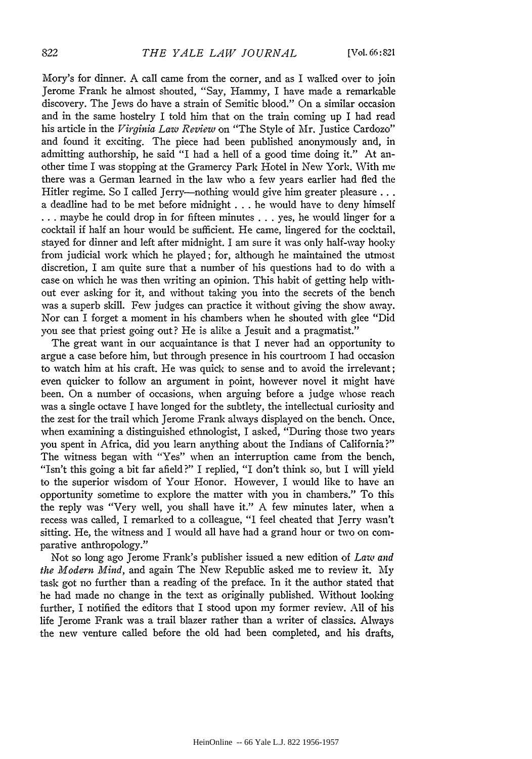Mory's for dinner. A call came from the corner, and as I walked over to join Jerome Frank he almost shouted, "Say, Hammy, I have made a remarkable discovery. The Jews do have a strain of Semitic blood." On a similar occasion and in the same hostelry I told him that on the train coming up I had read his article in the *Virginia Law Review* on "The Style of Mr. Justice Cardozo" and found it exciting. The piece had been published anonymously and, in admitting authorship, he said "I had a hell of a good time doing it." At another time I was stopping at the Gramercy Park Hotel in New York. With me there was a German learned in the law who a few years earlier had fled the Hitler regime. So I called Jerry—nothing would give him greater pleasure . . . a deadline had to be met before midnight . . . he would have to deny himself . . . maybe he could drop in for fifteen minutes . . . yes, he would linger for a cocktail if half an hour would be sufficient. He came, lingered for the cocktail, stayed for dinner and left after midnight. I am sure it was only half-way hooky from judicial work which he played; for, although he maintained the utmost discretion, I am quite sure that a number of his questions had to do with a case on which he was then writing an opinion. This habit of getting help without ever asking for it, and without taking you into the secrets of the bench was a superb skill. Few judges can practice it without giving the show away. Nor can I forget a moment in his chambers when he shouted with glee "Did you see that priest going out? He is alike a Jesuit and a pragmatist."

The great want in our acquaintance is that I never had an opportunity to argue a case before him, but through presence in his courtroom I had occasion to watch him at his craft. He was quick to sense and to avoid the irrelevant; even quicker to follow an argument in point, however novel it might have been. On a number of occasions, when arguing before a judge whose reach was a single octave I have longed for the subtlety, the intellectual curiosity and the zest for the trail which Jerome Frank always displayed on the bench. Once, when examining a distinguished ethnologist, I asked, "During those two years you spent in Africa, did you learn anything about the Indians of California?" The witness began with "Yes" when an interruption came from the bench, "Isn't this going a bit far afield?" I replied, "I don't think so, but I will yield to the superior wisdom of Your Honor. However, I would like to have an opportunity sometime to explore the matter with you in chambers." To this the reply was "Very well, you shall have it." A few minutes later, when a recess was called, I remarked to a colleague, "I feel cheated that Jerry wasn't sitting. He, the witness and I would all have had a grand hour or two on comparative anthropology."

Not so long ago Jerome Frank's publisher issued a new edition of *Law and the Modern Mind*, and again The New Republic asked me to review it. My task got no further than a reading of the preface. In it the author stated that he had made no change in the text as originally published. Without looking further, I notified the editors that I stood upon my former review. All of his life Jerome Frank was a trail blazer rather than a writer of classics. Always the new venture called before the old had been completed, and his drafts,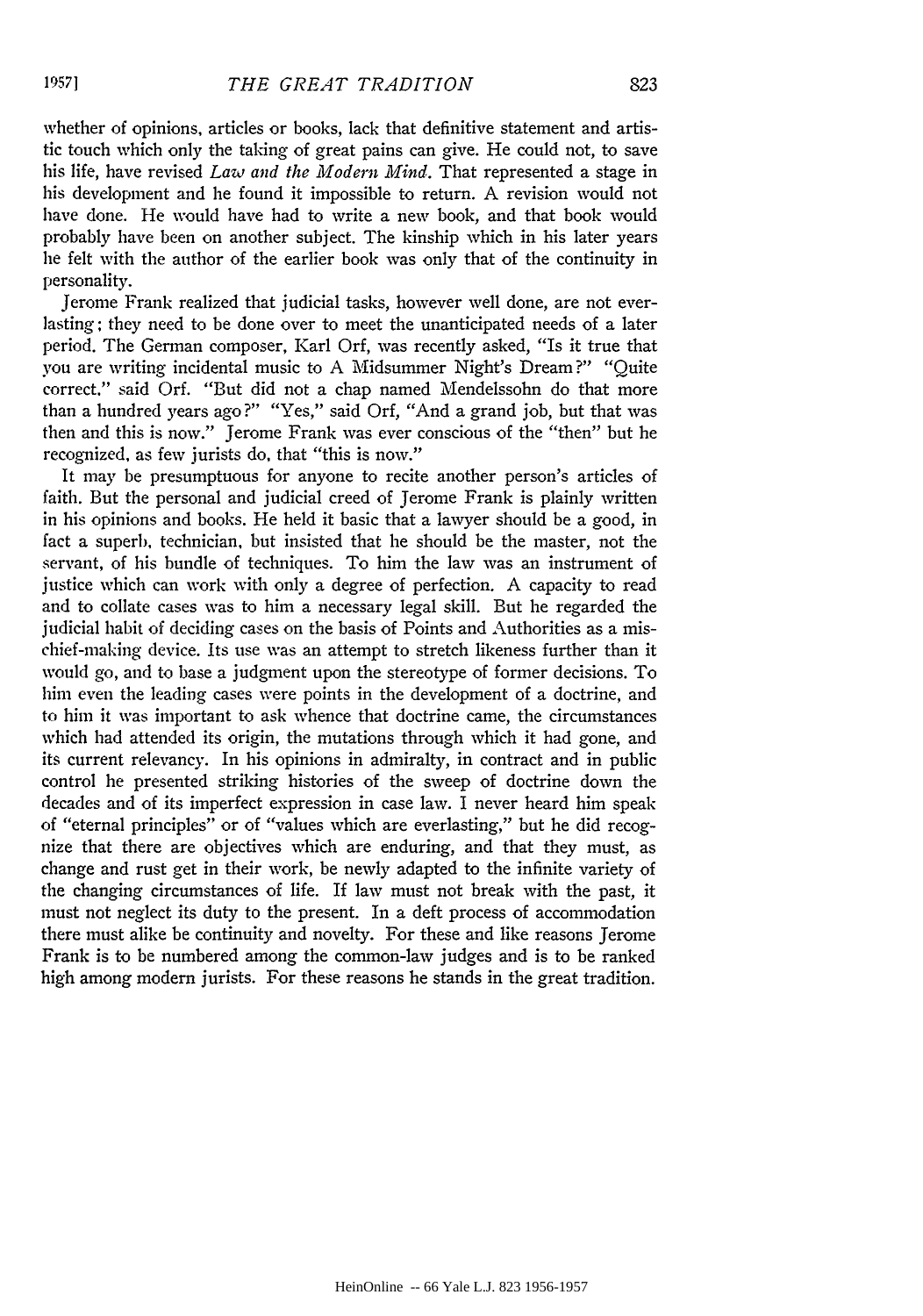whether of opinions, articles or books, lack that definitive statement and artistic touch which only the taking of great pains can give. He could not, to save his life, have revised *Law and the Modern Mind*. That represented a stage in his development and he found it impossible to return. A revision would not have done. He would have had to write a new book, and that book would probably have been on another subject. The kinship which in his later years he felt with the author of the earlier book was only that of the continuity in personality.

Jerome Frank realized that judicial tasks, however well done, are not everlasting; they need to be done over to meet the unanticipated needs of a later period. The German composer, Karl Orf, was recently asked, "Is it true that you are writing incidental music to A Midsummer Night's Dream?" "Quite correct," said Orf. "But did not a chap named Mendelssohn do that more than a hundred years ago?" "Yes," said Orf, "And a grand job, but that was then and this is now." Jerome Frank was ever conscious of the "then" but he recognized, as few jurists do, that "this is now."

It may be presumptuous for anyone to recite another person's articles of faith. But the personal and judicial creed of Jerome Frank is plainly written in his opinions and books. He held it basic that a lawyer should be a good, in fact a superb, technician, but insisted that he should be the master, not the servant, of his bundle of techniques. To him the law was an instrument of justice which can work with only a degree of perfection. A capacity to read and to collate cases was to him a necessary legal skill. But he regarded the judicial habit of deciding cases on the basis of Points and Authorities as a mischief-making device. Its use was an attempt to stretch likeness further than it would go, and to base a judgment upon the stereotype of former decisions. To him even the leading cases were points in the development of a doctrine, and to him it was important to ask whence that doctrine came, the circumstances which had attended its origin, the mutations through which it had gone, and its current relevancy. In his opinions in admiralty, in contract and in public control he presented striking histories of the sweep of doctrine down the decades and of its imperfect expression in case law. I never heard him speak of "eternal principles" or of "values which are everlasting," but he did recognize that there are objectives which are enduring, and that they must, as change and rust get in their work, be newly adapted to the infinite variety of the changing circumstances of life. If law must not break with the past, it must not neglect its duty to the present. In a deft process of accommodation there must alike be continuity and novelty. For these and like reasons Jerome Frank is to be numbered among the common-law judges and is to be ranked high among modern jurists. For these reasons he stands in the great tradition.